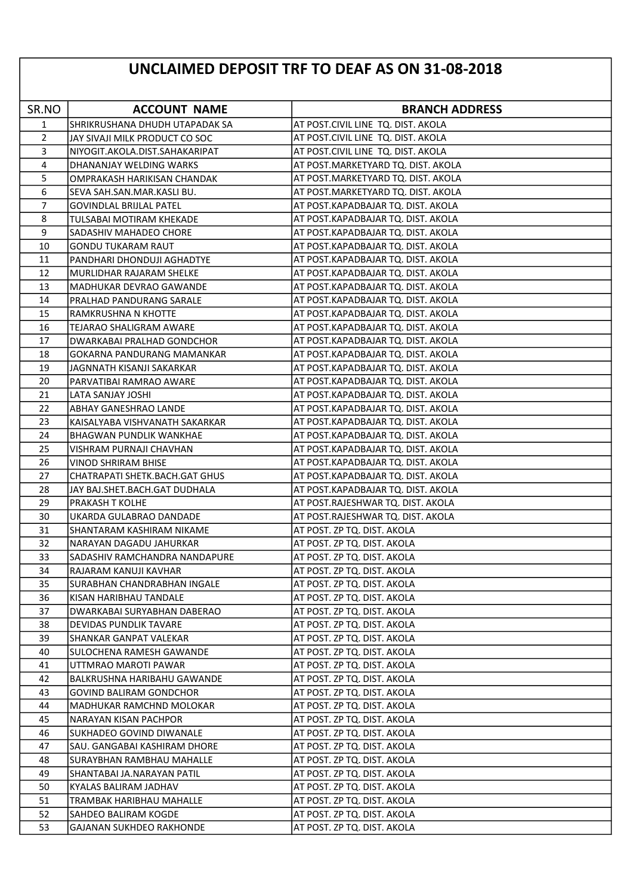# UNCLAIMED DEPOSIT TRF TO DEAF AS ON 31-08-2018

| SR.NO | ACCOUNT NAME | BRANCH ADDRESS |
|---|---|---|
| 1 | SHRIKRUSHANA DHUDH UTAPADAK SA | AT POST.CIVIL LINE TQ. DIST. AKOLA |
| 2 | JAY SIVAJI MILK PRODUCT CO SOC | AT POST.CIVIL LINE TQ. DIST. AKOLA |
| 3 | NIYOGIT.AKOLA.DIST.SAHAKARIPAT | AT POST.CIVIL LINE TQ. DIST. AKOLA |
| 4 | DHANANJAY WELDING WARKS | AT POST.MARKETYARD TQ. DIST. AKOLA |
| 5 | OMPRAKASH HARIKISAN CHANDAK | AT POST.MARKETYARD TQ. DIST. AKOLA |
| 6 | SEVA SAH.SAN.MAR.KASLI BU. | AT POST.MARKETYARD TQ. DIST. AKOLA |
| 7 | GOVINDLAL BRIJLAL PATEL | AT POST.KAPADBAJAR TQ. DIST. AKOLA |
| 8 | TULSABAI MOTIRAM KHEKADE | AT POST.KAPADBAJAR TQ. DIST. AKOLA |
| 9 | SADASHIV MAHADEO CHORE | AT POST.KAPADBAJAR TQ. DIST. AKOLA |
| 10 | GONDU TUKARAM RAUT | AT POST.KAPADBAJAR TQ. DIST. AKOLA |
| 11 | PANDHARI DHONDUJI AGHADTYE | AT POST.KAPADBAJAR TQ. DIST. AKOLA |
| 12 | MURLIDHAR RAJARAM SHELKE | AT POST.KAPADBAJAR TQ. DIST. AKOLA |
| 13 | MADHUKAR DEVRAO GAWANDE | AT POST.KAPADBAJAR TQ. DIST. AKOLA |
| 14 | PRALHAD PANDURANG SARALE | AT POST.KAPADBAJAR TQ. DIST. AKOLA |
| 15 | RAMKRUSHNA N KHOTTE | AT POST.KAPADBAJAR TQ. DIST. AKOLA |
| 16 | TEJARAO SHALIGRAM AWARE | AT POST.KAPADBAJAR TQ. DIST. AKOLA |
| 17 | DWARKABAI PRALHAD GONDCHOR | AT POST.KAPADBAJAR TQ. DIST. AKOLA |
| 18 | GOKARNA PANDURANG MAMANKAR | AT POST.KAPADBAJAR TQ. DIST. AKOLA |
| 19 | JAGNNATH KISANJI SAKARKAR | AT POST.KAPADBAJAR TQ. DIST. AKOLA |
| 20 | PARVATIBAI RAMRAO AWARE | AT POST.KAPADBAJAR TQ. DIST. AKOLA |
| 21 | LATA SANJAY JOSHI | AT POST.KAPADBAJAR TQ. DIST. AKOLA |
| 22 | ABHAY GANESHRAO LANDE | AT POST.KAPADBAJAR TQ. DIST. AKOLA |
| 23 | KAISALYABA VISHVANATH SAKARKAR | AT POST.KAPADBAJAR TQ. DIST. AKOLA |
| 24 | BHAGWAN PUNDLIK WANKHAE | AT POST.KAPADBAJAR TQ. DIST. AKOLA |
| 25 | VISHRAM PURNAJI CHAVHAN | AT POST.KAPADBAJAR TQ. DIST. AKOLA |
| 26 | VINOD SHRIRAM BHISE | AT POST.KAPADBAJAR TQ. DIST. AKOLA |
| 27 | CHATRAPATI SHETK.BACH.GAT GHUS | AT POST.KAPADBAJAR TQ. DIST. AKOLA |
| 28 | JAY BAJ.SHET.BACH.GAT DUDHALA | AT POST.KAPADBAJAR TQ. DIST. AKOLA |
| 29 | PRAKASH T KOLHE | AT POST.RAJESHWAR TQ. DIST. AKOLA |
| 30 | UKARDA GULABRAO DANDADE | AT POST.RAJESHWAR TQ. DIST. AKOLA |
| 31 | SHANTARAM KASHIRAM NIKAME | AT POST. ZP TQ. DIST. AKOLA |
| 32 | NARAYAN DAGADU JAHURKAR | AT POST. ZP TQ. DIST. AKOLA |
| 33 | SADASHIV RAMCHANDRA NANDAPURE | AT POST. ZP TQ. DIST. AKOLA |
| 34 | RAJARAM KANUJI KAVHAR | AT POST. ZP TQ. DIST. AKOLA |
| 35 | SURABHAN CHANDRABHAN INGALE | AT POST. ZP TQ. DIST. AKOLA |
| 36 | KISAN HARIBHAU TANDALE | AT POST. ZP TQ. DIST. AKOLA |
| 37 | DWARKABAI SURYABHAN DABERAO | AT POST. ZP TQ. DIST. AKOLA |
| 38 | DEVIDAS PUNDLIK TAVARE | AT POST. ZP TQ. DIST. AKOLA |
| 39 | SHANKAR GANPAT VALEKAR | AT POST. ZP TQ. DIST. AKOLA |
| 40 | SULOCHENA RAMESH GAWANDE | AT POST. ZP TQ. DIST. AKOLA |
| 41 | UTTMRAO MAROTI PAWAR | AT POST. ZP TQ. DIST. AKOLA |
| 42 | BALKRUSHNA HARIBAHU GAWANDE | AT POST. ZP TQ. DIST. AKOLA |
| 43 | GOVIND BALIRAM GONDCHOR | AT POST. ZP TQ. DIST. AKOLA |
| 44 | MADHUKAR RAMCHND MOLOKAR | AT POST. ZP TQ. DIST. AKOLA |
| 45 | NARAYAN KISAN PACHPOR | AT POST. ZP TQ. DIST. AKOLA |
| 46 | SUKHADEO GOVIND DIWANALE | AT POST. ZP TQ. DIST. AKOLA |
| 47 | SAU. GANGABAI KASHIRAM DHORE | AT POST. ZP TQ. DIST. AKOLA |
| 48 | SURAYBHAN RAMBHAU MAHALLE | AT POST. ZP TQ. DIST. AKOLA |
| 49 | SHANTABAI JA.NARAYAN PATIL | AT POST. ZP TQ. DIST. AKOLA |
| 50 | KYALAS BALIRAM JADHAV | AT POST. ZP TQ. DIST. AKOLA |
| 51 | TRAMBAK HARIBHAU MAHALLE | AT POST. ZP TQ. DIST. AKOLA |
| 52 | SAHDEO BALIRAM KOGDE | AT POST. ZP TQ. DIST. AKOLA |
| 53 | GAJANAN SUKHDEO RAKHONDE | AT POST. ZP TQ. DIST. AKOLA |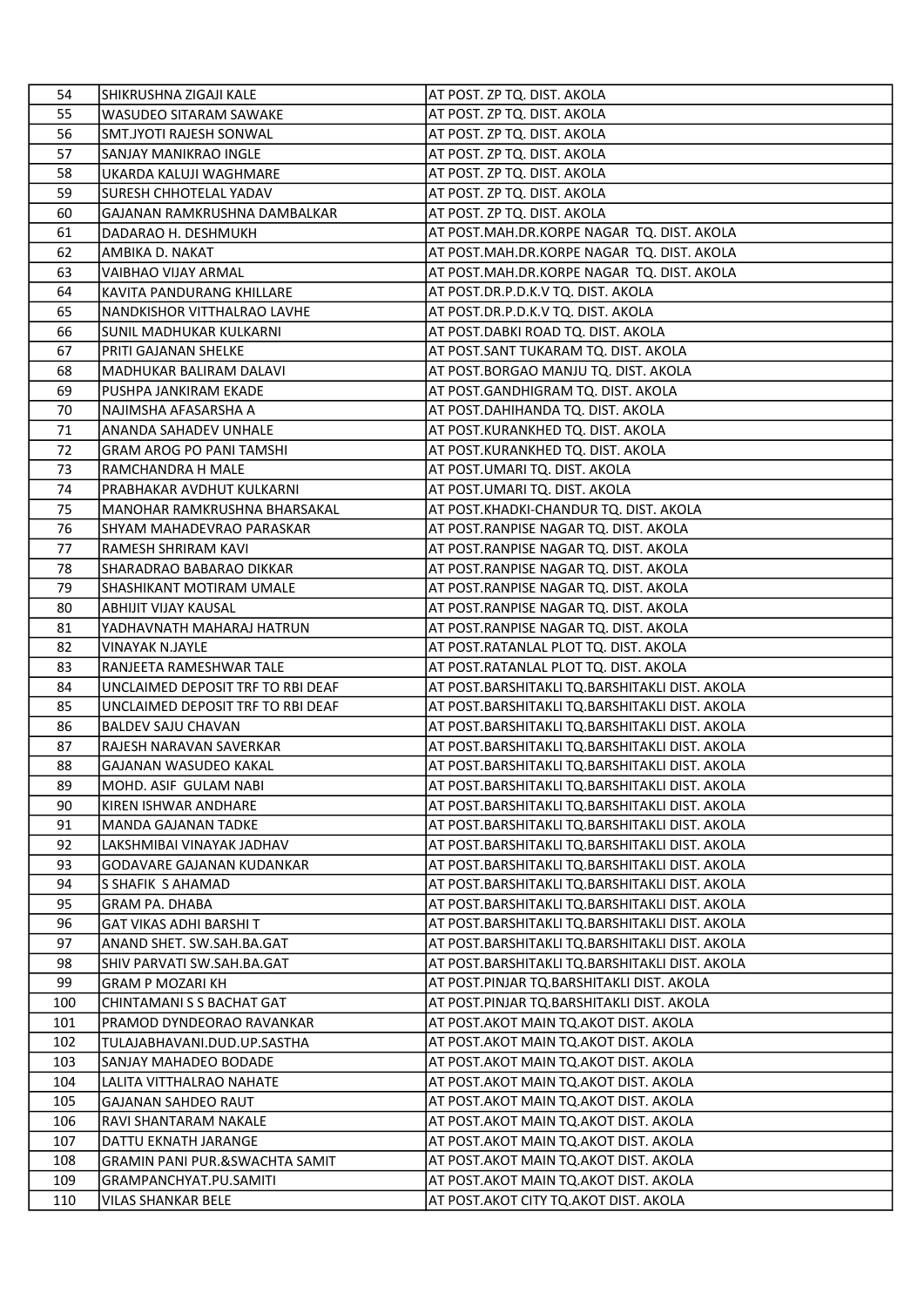| 54 | SHIKRUSHNA ZIGAJI KALE | AT POST. ZP TQ. DIST. AKOLA |
|---|---|---|
| 55 | WASUDEO SITARAM SAWAKE | AT POST. ZP TQ. DIST. AKOLA |
| 56 | SMT.JYOTI RAJESH SONWAL | AT POST. ZP TQ. DIST. AKOLA |
| 57 | SANJAY MANIKRAO INGLE | AT POST. ZP TQ. DIST. AKOLA |
| 58 | UKARDA KALUJI WAGHMARE | AT POST. ZP TQ. DIST. AKOLA |
| 59 | SURESH CHHOTELAL YADAV | AT POST. ZP TQ. DIST. AKOLA |
| 60 | GAJANAN RAMKRUSHNA DAMBALKAR | AT POST. ZP TQ. DIST. AKOLA |
| 61 | DADARAO H. DESHMUKH | AT POST.MAH.DR.KORPE NAGAR TQ. DIST. AKOLA |
| 62 | AMBIKA D. NAKAT | AT POST.MAH.DR.KORPE NAGAR TQ. DIST. AKOLA |
| 63 | VAIBHAO VIJAY ARMAL | AT POST.MAH.DR.KORPE NAGAR TQ. DIST. AKOLA |
| 64 | KAVITA PANDURANG KHILLARE | AT POST.DR.P.D.K.V TQ. DIST. AKOLA |
| 65 | NANDKISHOR VITTHALRAO LAVHE | AT POST.DR.P.D.K.V TQ. DIST. AKOLA |
| 66 | SUNIL MADHUKAR KULKARNI | AT POST.DABKI ROAD TQ. DIST. AKOLA |
| 67 | PRITI GAJANAN SHELKE | AT POST.SANT TUKARAM TQ. DIST. AKOLA |
| 68 | MADHUKAR BALIRAM DALAVI | AT POST.BORGAO MANJU TQ. DIST. AKOLA |
| 69 | PUSHPA JANKIRAM EKADE | AT POST.GANDHIGRAM TQ. DIST. AKOLA |
| 70 | NAJIMSHA AFASARSHA A | AT POST.DAHIHANDA TQ. DIST. AKOLA |
| 71 | ANANDA SAHADEV UNHALE | AT POST.KURANKHED TQ. DIST. AKOLA |
| 72 | GRAM AROG PO PANI TAMSHI | AT POST.KURANKHED TQ. DIST. AKOLA |
| 73 | RAMCHANDRA H MALE | AT POST.UMARI TQ. DIST. AKOLA |
| 74 | PRABHAKAR AVDHUT KULKARNI | AT POST.UMARI TQ. DIST. AKOLA |
| 75 | MANOHAR RAMKRUSHNA BHARSAKAL | AT POST.KHADKI-CHANDUR TQ. DIST. AKOLA |
| 76 | SHYAM MAHADEVRAO PARASKAR | AT POST.RANPISE NAGAR TQ. DIST. AKOLA |
| 77 | RAMESH SHRIRAM KAVI | AT POST.RANPISE NAGAR TQ. DIST. AKOLA |
| 78 | SHARADRAO BABARAO DIKKAR | AT POST.RANPISE NAGAR TQ. DIST. AKOLA |
| 79 | SHASHIKANT MOTIRAM UMALE | AT POST.RANPISE NAGAR TQ. DIST. AKOLA |
| 80 | ABHIJIT VIJAY KAUSAL | AT POST.RANPISE NAGAR TQ. DIST. AKOLA |
| 81 | YADHAVNATH MAHARAJ HATRUN | AT POST.RANPISE NAGAR TQ. DIST. AKOLA |
| 82 | VINAYAK N.JAYLE | AT POST.RATANLAL PLOT TQ. DIST. AKOLA |
| 83 | RANJEETA RAMESHWAR TALE | AT POST.RATANLAL PLOT TQ. DIST. AKOLA |
| 84 | UNCLAIMED DEPOSIT TRF TO RBI DEAF | AT POST.BARSHITAKLI TQ.BARSHITAKLI DIST. AKOLA |
| 85 | UNCLAIMED DEPOSIT TRF TO RBI DEAF | AT POST.BARSHITAKLI TQ.BARSHITAKLI DIST. AKOLA |
| 86 | BALDEV SAJU CHAVAN | AT POST.BARSHITAKLI TQ.BARSHITAKLI DIST. AKOLA |
| 87 | RAJESH NARAVAN SAVERKAR | AT POST.BARSHITAKLI TQ.BARSHITAKLI DIST. AKOLA |
| 88 | GAJANAN WASUDEO KAKAL | AT POST.BARSHITAKLI TQ.BARSHITAKLI DIST. AKOLA |
| 89 | MOHD. ASIF GULAM NABI | AT POST.BARSHITAKLI TQ.BARSHITAKLI DIST. AKOLA |
| 90 | KIREN ISHWAR ANDHARE | AT POST.BARSHITAKLI TQ.BARSHITAKLI DIST. AKOLA |
| 91 | MANDA GAJANAN TADKE | AT POST.BARSHITAKLI TQ.BARSHITAKLI DIST. AKOLA |
| 92 | LAKSHMIBAI VINAYAK JADHAV | AT POST.BARSHITAKLI TQ.BARSHITAKLI DIST. AKOLA |
| 93 | GODAVARE GAJANAN KUDANKAR | AT POST.BARSHITAKLI TQ.BARSHITAKLI DIST. AKOLA |
| 94 | S SHAFIK S AHAMAD | AT POST.BARSHITAKLI TQ.BARSHITAKLI DIST. AKOLA |
| 95 | GRAM PA. DHABA | AT POST.BARSHITAKLI TQ.BARSHITAKLI DIST. AKOLA |
| 96 | GAT VIKAS ADHI BARSHI T | AT POST.BARSHITAKLI TQ.BARSHITAKLI DIST. AKOLA |
| 97 | ANAND SHET. SW.SAH.BA.GAT | AT POST.BARSHITAKLI TQ.BARSHITAKLI DIST. AKOLA |
| 98 | SHIV PARVATI SW.SAH.BA.GAT | AT POST.BARSHITAKLI TQ.BARSHITAKLI DIST. AKOLA |
| 99 | GRAM P MOZARI KH | AT POST.PINJAR TQ.BARSHITAKLI DIST. AKOLA |
| 100 | CHINTAMANI S S BACHAT GAT | AT POST.PINJAR TQ.BARSHITAKLI DIST. AKOLA |
| 101 | PRAMOD DYNDEORAO RAVANKAR | AT POST.AKOT MAIN TQ.AKOT DIST. AKOLA |
| 102 | TULAJABHAVANI.DUD.UP.SASTHA | AT POST.AKOT MAIN TQ.AKOT DIST. AKOLA |
| 103 | SANJAY MAHADEO BODADE | AT POST.AKOT MAIN TQ.AKOT DIST. AKOLA |
| 104 | LALITA VITTHALRAO NAHATE | AT POST.AKOT MAIN TQ.AKOT DIST. AKOLA |
| 105 | GAJANAN SAHDEO RAUT | AT POST.AKOT MAIN TQ.AKOT DIST. AKOLA |
| 106 | RAVI SHANTARAM NAKALE | AT POST.AKOT MAIN TQ.AKOT DIST. AKOLA |
| 107 | DATTU EKNATH JARANGE | AT POST.AKOT MAIN TQ.AKOT DIST. AKOLA |
| 108 | GRAMIN PANI PUR.&SWACHTA SAMIT | AT POST.AKOT MAIN TQ.AKOT DIST. AKOLA |
| 109 | GRAMPANCHYAT.PU.SAMITI | AT POST.AKOT MAIN TQ.AKOT DIST. AKOLA |
| 110 | VILAS SHANKAR BELE | AT POST.AKOT CITY TQ.AKOT DIST. AKOLA |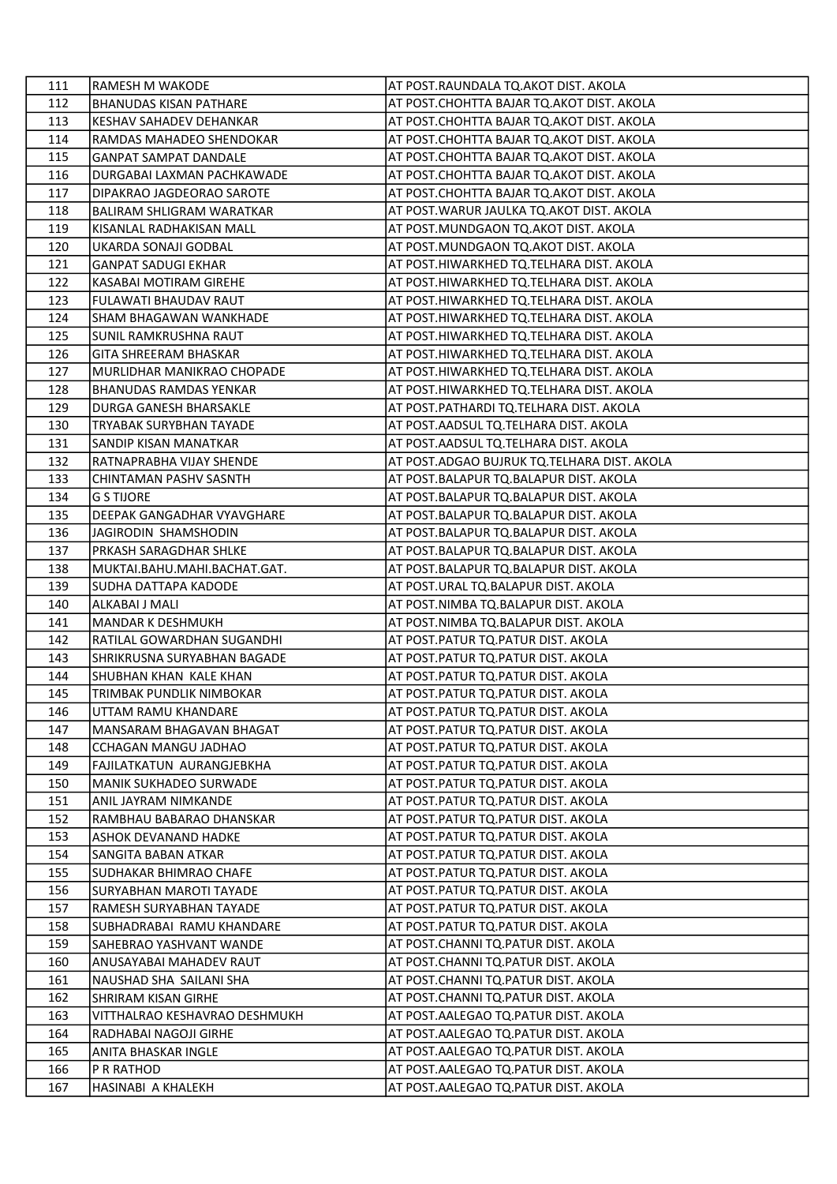| | | |
|---|---|---|
| 111 | RAMESH M WAKODE | AT POST.RAUNDALA TQ.AKOT DIST. AKOLA |
| 112 | BHANUDAS KISAN PATHARE | AT POST.CHOHTTA BAJAR TQ.AKOT DIST. AKOLA |
| 113 | KESHAV SAHADEV DEHANKAR | AT POST.CHOHTTA BAJAR TQ.AKOT DIST. AKOLA |
| 114 | RAMDAS MAHADEO SHENDOKAR | AT POST.CHOHTTA BAJAR TQ.AKOT DIST. AKOLA |
| 115 | GANPAT SAMPAT DANDALE | AT POST.CHOHTTA BAJAR TQ.AKOT DIST. AKOLA |
| 116 | DURGABAI LAXMAN PACHKAWADE | AT POST.CHOHTTA BAJAR TQ.AKOT DIST. AKOLA |
| 117 | DIPAKRAO JAGDEORAO SAROTE | AT POST.CHOHTTA BAJAR TQ.AKOT DIST. AKOLA |
| 118 | BALIRAM SHLIGRAM WARATKAR | AT POST.WARUR JAULKA TQ.AKOT DIST. AKOLA |
| 119 | KISANLAL RADHAKISAN MALL | AT POST.MUNDGAON TQ.AKOT DIST. AKOLA |
| 120 | UKARDA SONAJI GODBAL | AT POST.MUNDGAON TQ.AKOT DIST. AKOLA |
| 121 | GANPAT SADUGI EKHAR | AT POST.HIWARKHED TQ.TELHARA DIST. AKOLA |
| 122 | KASABAI MOTIRAM GIREHE | AT POST.HIWARKHED TQ.TELHARA DIST. AKOLA |
| 123 | FULAWATI BHAUDAV RAUT | AT POST.HIWARKHED TQ.TELHARA DIST. AKOLA |
| 124 | SHAM BHAGAWAN WANKHADE | AT POST.HIWARKHED TQ.TELHARA DIST. AKOLA |
| 125 | SUNIL RAMKRUSHNA RAUT | AT POST.HIWARKHED TQ.TELHARA DIST. AKOLA |
| 126 | GITA SHREERAM BHASKAR | AT POST.HIWARKHED TQ.TELHARA DIST. AKOLA |
| 127 | MURLIDHAR MANIKRAO CHOPADE | AT POST.HIWARKHED TQ.TELHARA DIST. AKOLA |
| 128 | BHANUDAS RAMDAS YENKAR | AT POST.HIWARKHED TQ.TELHARA DIST. AKOLA |
| 129 | DURGA GANESH BHARSAKLE | AT POST.PATHARDI TQ.TELHARA DIST. AKOLA |
| 130 | TRYABAK SURYBHAN TAYADE | AT POST.AADSUL TQ.TELHARA DIST. AKOLA |
| 131 | SANDIP KISAN MANATKAR | AT POST.AADSUL TQ.TELHARA DIST. AKOLA |
| 132 | RATNAPRABHA VIJAY SHENDE | AT POST.ADGAO BUJRUK TQ.TELHARA DIST. AKOLA |
| 133 | CHINTAMAN PASHV SASNTH | AT POST.BALAPUR TQ.BALAPUR DIST. AKOLA |
| 134 | G S TIJORE | AT POST.BALAPUR TQ.BALAPUR DIST. AKOLA |
| 135 | DEEPAK GANGADHAR VYAVGHARE | AT POST.BALAPUR TQ.BALAPUR DIST. AKOLA |
| 136 | JAGIRODIN SHAMSHODIN | AT POST.BALAPUR TQ.BALAPUR DIST. AKOLA |
| 137 | PRKASH SARAGDHAR SHLKE | AT POST.BALAPUR TQ.BALAPUR DIST. AKOLA |
| 138 | MUKTAI.BAHU.MAHI.BACHAT.GAT. | AT POST.BALAPUR TQ.BALAPUR DIST. AKOLA |
| 139 | SUDHA DATTAPA KADODE | AT POST.URAL TQ.BALAPUR DIST. AKOLA |
| 140 | ALKABAI J MALI | AT POST.NIMBA TQ.BALAPUR DIST. AKOLA |
| 141 | MANDAR K DESHMUKH | AT POST.NIMBA TQ.BALAPUR DIST. AKOLA |
| 142 | RATILAL GOWARDHAN SUGANDHI | AT POST.PATUR TQ.PATUR DIST. AKOLA |
| 143 | SHRIKRUSNA SURYABHAN BAGADE | AT POST.PATUR TQ.PATUR DIST. AKOLA |
| 144 | SHUBHAN KHAN KALE KHAN | AT POST.PATUR TQ.PATUR DIST. AKOLA |
| 145 | TRIMBAK PUNDLIK NIMBOKAR | AT POST.PATUR TQ.PATUR DIST. AKOLA |
| 146 | UTTAM RAMU KHANDARE | AT POST.PATUR TQ.PATUR DIST. AKOLA |
| 147 | MANSARAM BHAGAVAN BHAGAT | AT POST.PATUR TQ.PATUR DIST. AKOLA |
| 148 | CCHAGAN MANGU JADHAO | AT POST.PATUR TQ.PATUR DIST. AKOLA |
| 149 | FAJILATKATUN AURANGJEBKHA | AT POST.PATUR TQ.PATUR DIST. AKOLA |
| 150 | MANIK SUKHADEO SURWADE | AT POST.PATUR TQ.PATUR DIST. AKOLA |
| 151 | ANIL JAYRAM NIMKANDE | AT POST.PATUR TQ.PATUR DIST. AKOLA |
| 152 | RAMBHAU BABARAO DHANSKAR | AT POST.PATUR TQ.PATUR DIST. AKOLA |
| 153 | ASHOK DEVANAND HADKE | AT POST.PATUR TQ.PATUR DIST. AKOLA |
| 154 | SANGITA BABAN ATKAR | AT POST.PATUR TQ.PATUR DIST. AKOLA |
| 155 | SUDHAKAR BHIMRAO CHAFE | AT POST.PATUR TQ.PATUR DIST. AKOLA |
| 156 | SURYABHAN MAROTI TAYADE | AT POST.PATUR TQ.PATUR DIST. AKOLA |
| 157 | RAMESH SURYABHAN TAYADE | AT POST.PATUR TQ.PATUR DIST. AKOLA |
| 158 | SUBHADRABAI RAMU KHANDARE | AT POST.PATUR TQ.PATUR DIST. AKOLA |
| 159 | SAHEBRAO YASHVANT WANDE | AT POST.CHANNI TQ.PATUR DIST. AKOLA |
| 160 | ANUSAYABAI MAHADEV RAUT | AT POST.CHANNI TQ.PATUR DIST. AKOLA |
| 161 | NAUSHAD SHA SAILANI SHA | AT POST.CHANNI TQ.PATUR DIST. AKOLA |
| 162 | SHRIRAM KISAN GIRHE | AT POST.CHANNI TQ.PATUR DIST. AKOLA |
| 163 | VITTHALRAO KESHAVRAO DESHMUKH | AT POST.AALEGAO TQ.PATUR DIST. AKOLA |
| 164 | RADHABAI NAGOJI GIRHE | AT POST.AALEGAO TQ.PATUR DIST. AKOLA |
| 165 | ANITA BHASKAR INGLE | AT POST.AALEGAO TQ.PATUR DIST. AKOLA |
| 166 | P R RATHOD | AT POST.AALEGAO TQ.PATUR DIST. AKOLA |
| 167 | HASINABI A KHALEKH | AT POST.AALEGAO TQ.PATUR DIST. AKOLA |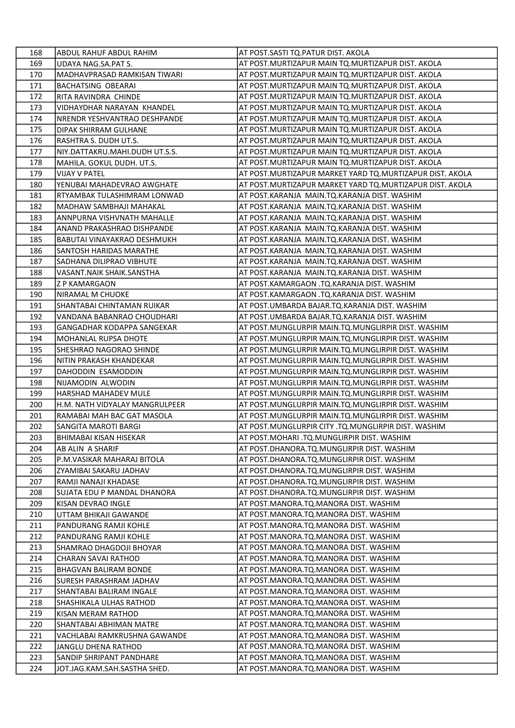| 168 | ABDUL RAHUF ABDUL RAHIM | AT POST.SASTI TQ.PATUR DIST. AKOLA |
|---|---|---|
| 169 | UDAYA NAG.SA.PAT S. | AT POST.MURTIZAPUR MAIN TQ.MURTIZAPUR DIST. AKOLA |
| 170 | MADHAVPRASAD RAMKISAN TIWARI | AT POST.MURTIZAPUR MAIN TQ.MURTIZAPUR DIST. AKOLA |
| 171 | BACHATSING OBEARAI | AT POST.MURTIZAPUR MAIN TQ.MURTIZAPUR DIST. AKOLA |
| 172 | RITA RAVINDRA CHINDE | AT POST.MURTIZAPUR MAIN TQ.MURTIZAPUR DIST. AKOLA |
| 173 | VIDHAYDHAR NARAYAN KHANDEL | AT POST.MURTIZAPUR MAIN TQ.MURTIZAPUR DIST. AKOLA |
| 174 | NRENDR YESHVANTRAO DESHPANDE | AT POST.MURTIZAPUR MAIN TQ.MURTIZAPUR DIST. AKOLA |
| 175 | DIPAK SHIRRAM GULHANE | AT POST.MURTIZAPUR MAIN TQ.MURTIZAPUR DIST. AKOLA |
| 176 | RASHTRA S. DUDH UT.S. | AT POST.MURTIZAPUR MAIN TQ.MURTIZAPUR DIST. AKOLA |
| 177 | NIY.DATTAKRU.MAHI.DUDH UT.S.S. | AT POST.MURTIZAPUR MAIN TQ.MURTIZAPUR DIST. AKOLA |
| 178 | MAHILA. GOKUL DUDH. UT.S. | AT POST.MURTIZAPUR MAIN TQ.MURTIZAPUR DIST. AKOLA |
| 179 | VIJAY V PATEL | AT POST.MURTIZAPUR MARKET YARD TQ.MURTIZAPUR DIST. AKOLA |
| 180 | YENUBAI MAHADEVRAO AWGHATE | AT POST.MURTIZAPUR MARKET YARD TQ.MURTIZAPUR DIST. AKOLA |
| 181 | RTYAMBAK TULASHIMRAM LONWAD | AT POST.KARANJA MAIN.TQ.KARANJA DIST. WASHIM |
| 182 | MADHAW SAMBHAJI MAHAKAL | AT POST.KARANJA MAIN.TQ.KARANJA DIST. WASHIM |
| 183 | ANNPURNA VISHVNATH MAHALLE | AT POST.KARANJA MAIN.TQ.KARANJA DIST. WASHIM |
| 184 | ANAND PRAKASHRAO DISHPANDE | AT POST.KARANJA MAIN.TQ.KARANJA DIST. WASHIM |
| 185 | BABUTAI VINAYAKRAO DESHMUKH | AT POST.KARANJA MAIN.TQ.KARANJA DIST. WASHIM |
| 186 | SANTOSH HARIDAS MARATHE | AT POST.KARANJA MAIN.TQ.KARANJA DIST. WASHIM |
| 187 | SADHANA DILIPRAO VIBHUTE | AT POST.KARANJA MAIN.TQ.KARANJA DIST. WASHIM |
| 188 | VASANT.NAIK SHAIK.SANSTHA | AT POST.KARANJA MAIN.TQ.KARANJA DIST. WASHIM |
| 189 | Z P KAMARGAON | AT POST.KAMARGAON .TQ.KARANJA DIST. WASHIM |
| 190 | NIRAMAL M CHUOKE | AT POST.KAMARGAON .TQ.KARANJA DIST. WASHIM |
| 191 | SHANTABAI CHINTAMAN RUIKAR | AT POST.UMBARDA BAJAR.TQ.KARANJA DIST. WASHIM |
| 192 | VANDANA BABANRAO CHOUDHARI | AT POST.UMBARDA BAJAR.TQ.KARANJA DIST. WASHIM |
| 193 | GANGADHAR KODAPPA SANGEKAR | AT POST.MUNGLURPIR MAIN.TQ.MUNGLIRPIR DIST. WASHIM |
| 194 | MOHANLAL RUPSA DHOTE | AT POST.MUNGLURPIR MAIN.TQ.MUNGLIRPIR DIST. WASHIM |
| 195 | SHESHRAO NAGORAO SHINDE | AT POST.MUNGLURPIR MAIN.TQ.MUNGLIRPIR DIST. WASHIM |
| 196 | NITIN PRAKASH KHANDEKAR | AT POST.MUNGLURPIR MAIN.TQ.MUNGLIRPIR DIST. WASHIM |
| 197 | DAHODDIN ESAMODDIN | AT POST.MUNGLURPIR MAIN.TQ.MUNGLIRPIR DIST. WASHIM |
| 198 | NIJAMODIN ALWODIN | AT POST.MUNGLURPIR MAIN.TQ.MUNGLIRPIR DIST. WASHIM |
| 199 | HARSHAD MAHADEV MULE | AT POST.MUNGLURPIR MAIN.TQ.MUNGLIRPIR DIST. WASHIM |
| 200 | H.M. NATH VIDYALAY MANGRULPEER | AT POST.MUNGLURPIR MAIN.TQ.MUNGLIRPIR DIST. WASHIM |
| 201 | RAMABAI MAH BAC GAT MASOLA | AT POST.MUNGLURPIR MAIN.TQ.MUNGLIRPIR DIST. WASHIM |
| 202 | SANGITA MAROTI BARGI | AT POST.MUNGLURPIR CITY .TQ.MUNGLIRPIR DIST. WASHIM |
| 203 | BHIMABAI KISAN HISEKAR | AT POST.MOHARI .TQ.MUNGLIRPIR DIST. WASHIM |
| 204 | AB ALIN A SHARIF | AT POST.DHANORA.TQ.MUNGLIRPIR DIST. WASHIM |
| 205 | P.M.VASIKAR MAHARAJ BITOLA | AT POST.DHANORA.TQ.MUNGLIRPIR DIST. WASHIM |
| 206 | ZYAMIBAI SAKARU JADHAV | AT POST.DHANORA.TQ.MUNGLIRPIR DIST. WASHIM |
| 207 | RAMJI NANAJI KHADASE | AT POST.DHANORA.TQ.MUNGLIRPIR DIST. WASHIM |
| 208 | SUJATA EDU P MANDAL DHANORA | AT POST.DHANORA.TQ.MUNGLIRPIR DIST. WASHIM |
| 209 | KISAN DEVRAO INGLE | AT POST.MANORA.TQ.MANORA DIST. WASHIM |
| 210 | UTTAM BHIKAJI GAWANDE | AT POST.MANORA.TQ.MANORA DIST. WASHIM |
| 211 | PANDURANG RAMJI KOHLE | AT POST.MANORA.TQ.MANORA DIST. WASHIM |
| 212 | PANDURANG RAMJI KOHLE | AT POST.MANORA.TQ.MANORA DIST. WASHIM |
| 213 | SHAMRAO DHAGDOJI BHOYAR | AT POST.MANORA.TQ.MANORA DIST. WASHIM |
| 214 | CHARAN SAVAI RATHOD | AT POST.MANORA.TQ.MANORA DIST. WASHIM |
| 215 | BHAGVAN BALIRAM BONDE | AT POST.MANORA.TQ.MANORA DIST. WASHIM |
| 216 | SURESH PARASHRAM JADHAV | AT POST.MANORA.TQ.MANORA DIST. WASHIM |
| 217 | SHANTABAI BALIRAM INGALE | AT POST.MANORA.TQ.MANORA DIST. WASHIM |
| 218 | SHASHIKALA ULHAS RATHOD | AT POST.MANORA.TQ.MANORA DIST. WASHIM |
| 219 | KISAN MERAM RATHOD | AT POST.MANORA.TQ.MANORA DIST. WASHIM |
| 220 | SHANTABAI ABHIMAN MATRE | AT POST.MANORA.TQ.MANORA DIST. WASHIM |
| 221 | VACHLABAI RAMKRUSHNA GAWANDE | AT POST.MANORA.TQ.MANORA DIST. WASHIM |
| 222 | JANGLU DHENA RATHOD | AT POST.MANORA.TQ.MANORA DIST. WASHIM |
| 223 | SANDIP SHRIPANT PANDHARE | AT POST.MANORA.TQ.MANORA DIST. WASHIM |
| 224 | JOT.JAG.KAM.SAH.SASTHA SHED. | AT POST.MANORA.TQ.MANORA DIST. WASHIM |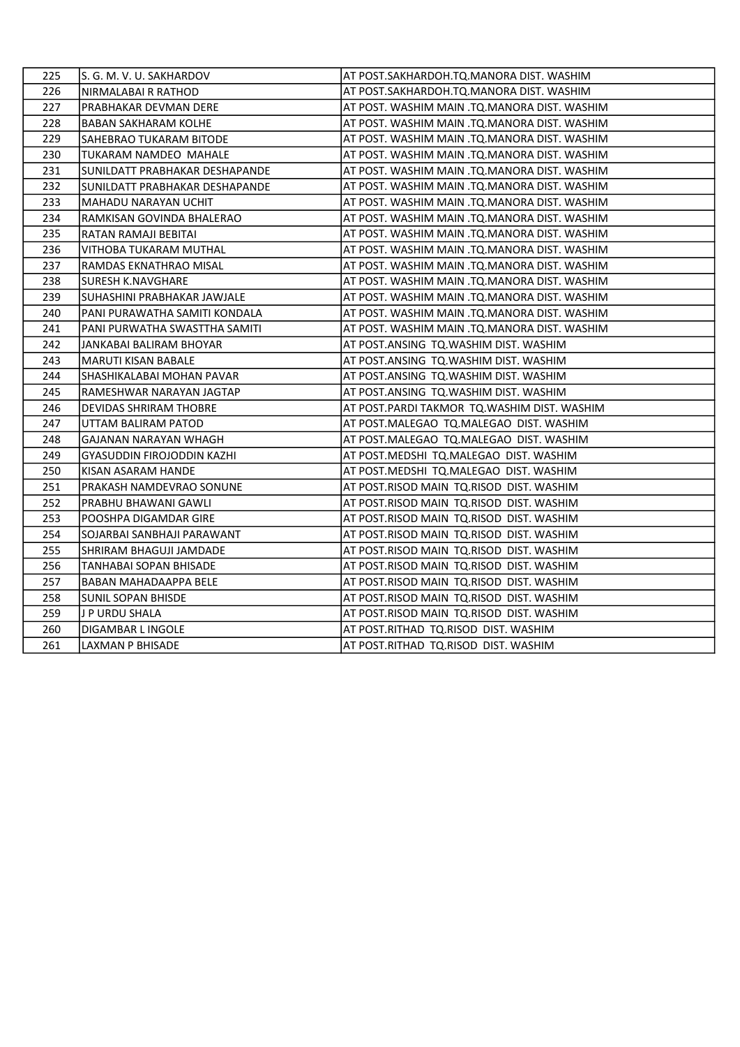| | | |
|---|---|---|
| 225 | S. G. M. V. U. SAKHARDOV | AT POST.SAKHARDOH.TQ.MANORA DIST. WASHIM |
| 226 | NIRMALABAI R RATHOD | AT POST.SAKHARDOH.TQ.MANORA DIST. WASHIM |
| 227 | PRABHAKAR DEVMAN DERE | AT POST. WASHIM MAIN .TQ.MANORA DIST. WASHIM |
| 228 | BABAN SAKHARAM KOLHE | AT POST. WASHIM MAIN .TQ.MANORA DIST. WASHIM |
| 229 | SAHEBRAO TUKARAM BITODE | AT POST. WASHIM MAIN .TQ.MANORA DIST. WASHIM |
| 230 | TUKARAM NAMDEO MAHALE | AT POST. WASHIM MAIN .TQ.MANORA DIST. WASHIM |
| 231 | SUNILDATT PRABHAKAR DESHAPANDE | AT POST. WASHIM MAIN .TQ.MANORA DIST. WASHIM |
| 232 | SUNILDATT PRABHAKAR DESHAPANDE | AT POST. WASHIM MAIN .TQ.MANORA DIST. WASHIM |
| 233 | MAHADU NARAYAN UCHIT | AT POST. WASHIM MAIN .TQ.MANORA DIST. WASHIM |
| 234 | RAMKISAN GOVINDA BHALERAO | AT POST. WASHIM MAIN .TQ.MANORA DIST. WASHIM |
| 235 | RATAN RAMAJI BEBITAI | AT POST. WASHIM MAIN .TQ.MANORA DIST. WASHIM |
| 236 | VITHOBA TUKARAM MUTHAL | AT POST. WASHIM MAIN .TQ.MANORA DIST. WASHIM |
| 237 | RAMDAS EKNATHRAO MISAL | AT POST. WASHIM MAIN .TQ.MANORA DIST. WASHIM |
| 238 | SURESH K.NAVGHARE | AT POST. WASHIM MAIN .TQ.MANORA DIST. WASHIM |
| 239 | SUHASHINI PRABHAKAR JAWJALE | AT POST. WASHIM MAIN .TQ.MANORA DIST. WASHIM |
| 240 | PANI PURAWATHA SAMITI KONDALA | AT POST. WASHIM MAIN .TQ.MANORA DIST. WASHIM |
| 241 | PANI PURWATHA SWASTTHA SAMITI | AT POST. WASHIM MAIN .TQ.MANORA DIST. WASHIM |
| 242 | JANKABAI BALIRAM BHOYAR | AT POST.ANSING TQ.WASHIM DIST. WASHIM |
| 243 | MARUTI KISAN BABALE | AT POST.ANSING TQ.WASHIM DIST. WASHIM |
| 244 | SHASHIKALABAI MOHAN PAVAR | AT POST.ANSING TQ.WASHIM DIST. WASHIM |
| 245 | RAMESHWAR NARAYAN JAGTAP | AT POST.ANSING TQ.WASHIM DIST. WASHIM |
| 246 | DEVIDAS SHRIRAM THOBRE | AT POST.PARDI TAKMOR TQ.WASHIM DIST. WASHIM |
| 247 | UTTAM BALIRAM PATOD | AT POST.MALEGAO TQ.MALEGAO DIST. WASHIM |
| 248 | GAJANAN NARAYAN WHAGH | AT POST.MALEGAO TQ.MALEGAO DIST. WASHIM |
| 249 | GYASUDDIN FIROJODDIN KAZHI | AT POST.MEDSHI TQ.MALEGAO DIST. WASHIM |
| 250 | KISAN ASARAM HANDE | AT POST.MEDSHI TQ.MALEGAO DIST. WASHIM |
| 251 | PRAKASH NAMDEVRAO SONUNE | AT POST.RISOD MAIN TQ.RISOD DIST. WASHIM |
| 252 | PRABHU BHAWANI GAWLI | AT POST.RISOD MAIN TQ.RISOD DIST. WASHIM |
| 253 | POOSHPA DIGAMDAR GIRE | AT POST.RISOD MAIN TQ.RISOD DIST. WASHIM |
| 254 | SOJARBAI SANBHAJI PARAWANT | AT POST.RISOD MAIN TQ.RISOD DIST. WASHIM |
| 255 | SHRIRAM BHAGUJI JAMDADE | AT POST.RISOD MAIN TQ.RISOD DIST. WASHIM |
| 256 | TANHABAI SOPAN BHISADE | AT POST.RISOD MAIN TQ.RISOD DIST. WASHIM |
| 257 | BABAN MAHADAAPPA BELE | AT POST.RISOD MAIN TQ.RISOD DIST. WASHIM |
| 258 | SUNIL SOPAN BHISDE | AT POST.RISOD MAIN TQ.RISOD DIST. WASHIM |
| 259 | J P URDU SHALA | AT POST.RISOD MAIN TQ.RISOD DIST. WASHIM |
| 260 | DIGAMBAR L INGOLE | AT POST.RITHAD TQ.RISOD DIST. WASHIM |
| 261 | LAXMAN P BHISADE | AT POST.RITHAD TQ.RISOD DIST. WASHIM |